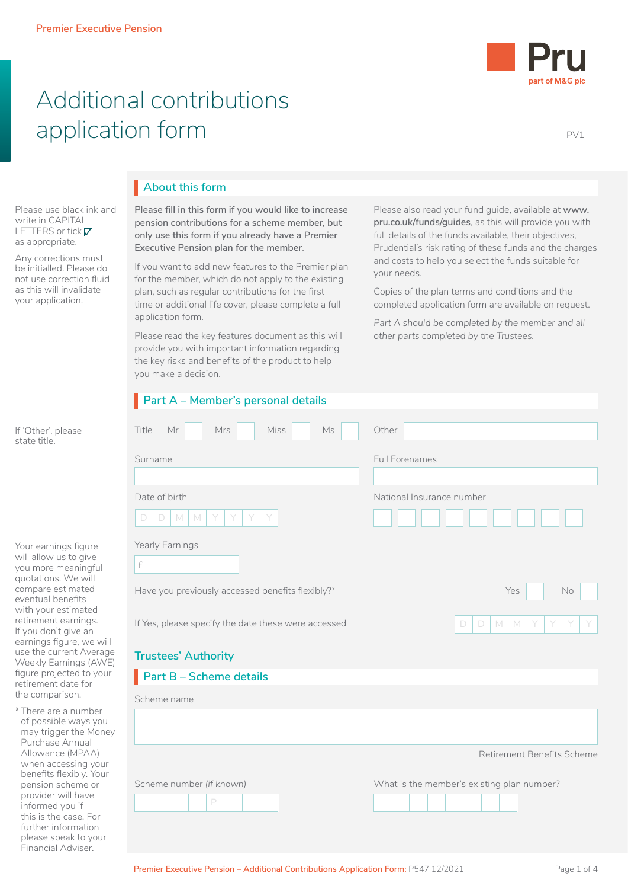# Additional contributions application form

PV1

Please use black ink and write in CAPITAL LETTERS or tick ☑ as appropriate.

Any corrections must be initialled. Please do not use correction fluid as this will invalidate your application.

## About this form

**Please fill in this form if you would like to increase pension contributions for a scheme member, but only use this form if you already have a Premier Executive Pension plan for the member.**

If you want to add new features to the Premier plan for the member, which do not apply to the existing plan, such as regular contributions for the first time or additional life cover, please complete a full application form.

Please read the key features document as this will provide you with important information regarding the key risks and benefits of the product to help you make a decision.

Please also read your fund guide, available at **www.pru.co.uk/funds/guides**, as this will provide you with full details of the funds available, their objectives, Prudential's risk rating of these funds and the charges and costs to help you select the funds suitable for your needs.

Copies of the plan terms and conditions and the completed application form are available on request.

*Part A should be completed by the member and all other parts completed by the Trustees.*

## Part A – Member's personal details

If 'Other', please state title.

Title Mr ☐ Mrs ☐ Miss ☐ Ms ☐ Other ____________

Surname ____________

Full Forenames ____________

Date of birth D D M M Y Y Y Y

National Insurance number ☐☐☐☐☐☐☐☐☐

Yearly Earnings £ ____________

Your earnings figure will allow us to give you more meaningful quotations. We will compare estimated eventual benefits with your estimated retirement earnings. If you don't give an earnings figure, we will use the current Average Weekly Earnings (AWE) figure projected to your retirement date for the comparison.

Have you previously accessed benefits flexibly?* Yes ☐ No ☐

If Yes, please specify the date these were accessed D D M M Y Y Y Y

\* There are a number of possible ways you may trigger the Money Purchase Annual Allowance (MPAA) when accessing your benefits flexibly. Your pension scheme or provider will have informed you if this is the case. For further information please speak to your Financial Adviser.

## Trustees' Authority

## Part B – Scheme details

Scheme name ____________

Retirement Benefits Scheme

Scheme number *(if known)* ☐☐☐☐P☐☐☐

What is the member's existing plan number? ☐☐☐☐☐☐☐☐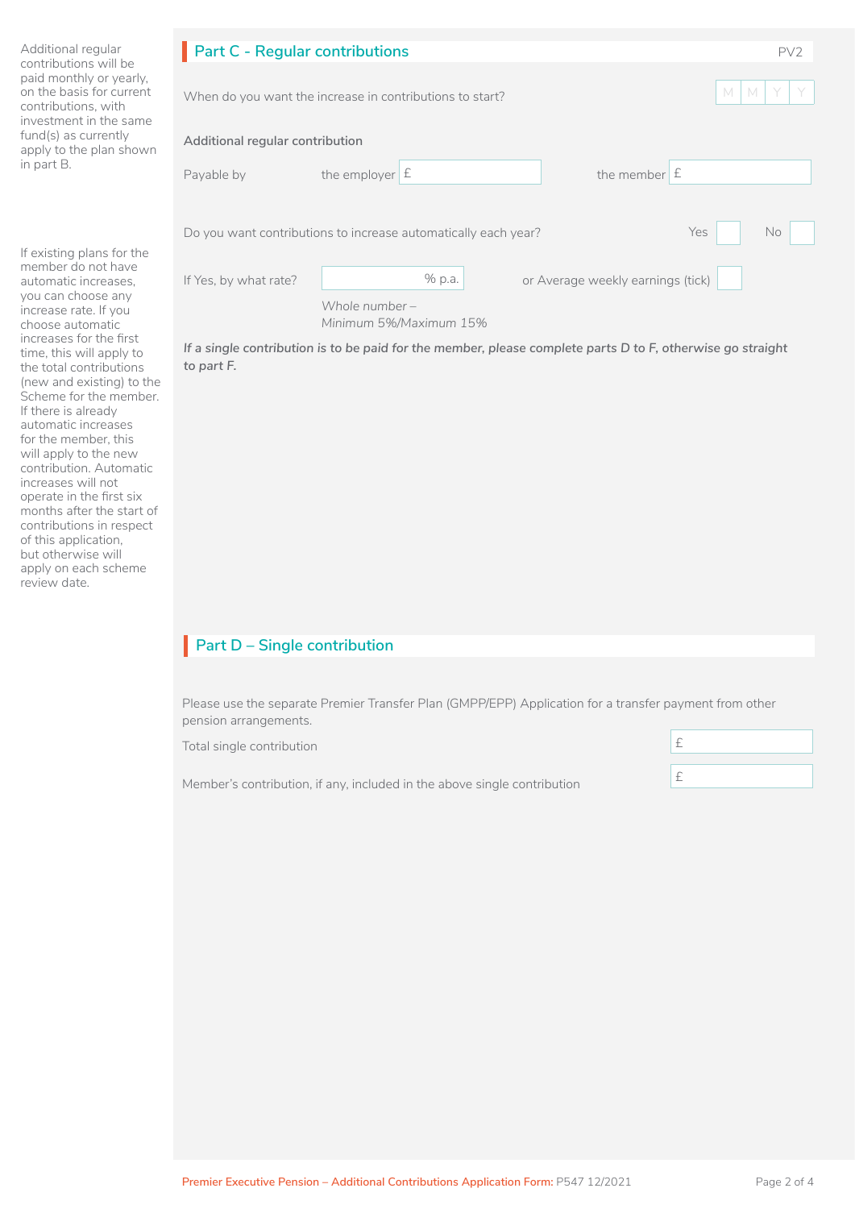Additional regular contributions will be paid monthly or yearly, on the basis for current contributions, with investment in the same fund(s) as currently apply to the plan shown in part B.

If existing plans for the member do not have automatic increases, you can choose any increase rate. If you choose automatic increases for the first time, this will apply to the total contributions (new and existing) to the Scheme for the member. If there is already automatic increases for the member, this will apply to the new contribution. Automatic increases will not operate in the first six months after the start of contributions in respect of this application, but otherwise will apply on each scheme review date.

## Part C - Regular contributions

PV2

When do you want the increase in contributions to start? M M Y Y

**Additional regular contribution**

Payable by the employer £ ____________ the member £ ____________

Do you want contributions to increase automatically each year? Yes ☐ No ☐

If Yes, by what rate? ______ % p.a. or Average weekly earnings (tick) ☐

*Whole number – Minimum 5%/Maximum 15%*

***If a single contribution is to be paid for the member, please complete parts D to F, otherwise go straight to part F.***

## Part D – Single contribution

Please use the separate Premier Transfer Plan (GMPP/EPP) Application for a transfer payment from other pension arrangements.

Total single contribution £ ____________

Member's contribution, if any, included in the above single contribution £ ____________

Premier Executive Pension – Additional Contributions Application Form: P547 12/2021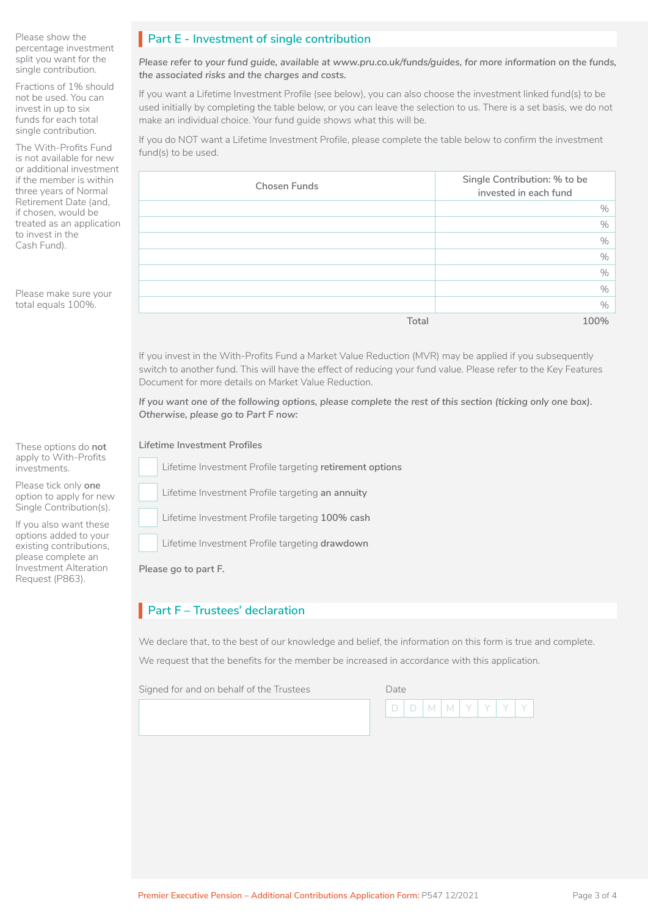Please show the percentage investment split you want for the single contribution.

Fractions of 1% should not be used. You can invest in up to six funds for each total single contribution.

The With-Profits Fund is not available for new or additional investment if the member is within three years of Normal Retirement Date (and, if chosen, would be treated as an application to invest in the Cash Fund).

Please make sure your total equals 100%.

## Part E - Investment of single contribution

***Please refer to your fund guide, available at www.pru.co.uk/funds/guides, for more information on the funds, the associated risks and the charges and costs.***

If you want a Lifetime Investment Profile (see below), you can also choose the investment linked fund(s) to be used initially by completing the table below, or you can leave the selection to us. There is a set basis, we do not make an individual choice. Your fund guide shows what this will be.

If you do NOT want a Lifetime Investment Profile, please complete the table below to confirm the investment fund(s) to be used.

| Chosen Funds | Single Contribution: % to be invested in each fund |
|---|---|
| | % |
| | % |
| | % |
| | % |
| | % |
| | % |
| | % |
| Total | 100% |

If you invest in the With-Profits Fund a Market Value Reduction (MVR) may be applied if you subsequently switch to another fund. This will have the effect of reducing your fund value. Please refer to the Key Features Document for more details on Market Value Reduction.

***If you want one of the following options, please complete the rest of this section (ticking only one box). Otherwise, please go to Part F now:***

These options do **not** apply to With-Profits investments.

Please tick only **one** option to apply for new Single Contribution(s).

If you also want these options added to your existing contributions, please complete an Investment Alteration Request (P863).

Lifetime Investment Profiles

- ☐ Lifetime Investment Profile targeting **retirement options**
- ☐ Lifetime Investment Profile targeting **an annuity**
- ☐ Lifetime Investment Profile targeting **100% cash**
- ☐ Lifetime Investment Profile targeting **drawdown**

Please go to part F.

## Part F – Trustees' declaration

We declare that, to the best of our knowledge and belief, the information on this form is true and complete.

We request that the benefits for the member be increased in accordance with this application.

Signed for and on behalf of the Trustees

Date D D M M Y Y Y Y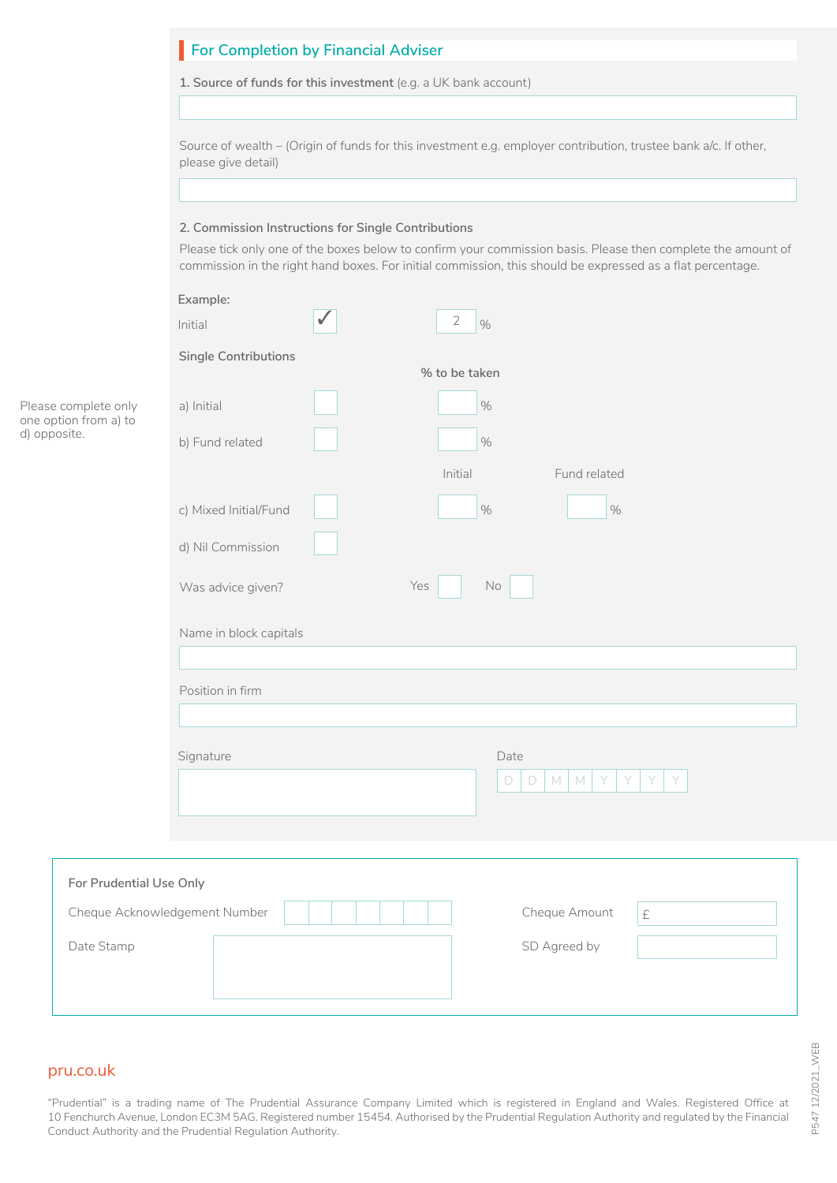## For Completion by Financial Adviser

**1. Source of funds for this investment** (e.g. a UK bank account)

Source of wealth – (Origin of funds for this investment e.g. employer contribution, trustee bank a/c. If other, please give detail)

**2. Commission Instructions for Single Contributions**

Please tick only one of the boxes below to confirm your commission basis. Please then complete the amount of commission in the right hand boxes. For initial commission, this should be expressed as a flat percentage.

**Example:**

Initial ✓ 2 %

**Single Contributions**

Please complete only one option from a) to d) opposite.

| | | % to be taken | |
|---|---|---|---|
| a) Initial | ☐ | % | |
| b) Fund related | ☐ | % | |
| | | Initial | Fund related |
| c) Mixed Initial/Fund | ☐ | % | % |
| d) Nil Commission | ☐ | | |

Was advice given? Yes ☐ No ☐

Name in block capitals

Position in firm

Signature

Date D D M M Y Y Y Y

**For Prudential Use Only**

Cheque Acknowledgement Number

Cheque Amount £

Date Stamp

SD Agreed by

pru.co.uk

"Prudential" is a trading name of The Prudential Assurance Company Limited which is registered in England and Wales. Registered Office at 10 Fenchurch Avenue, London EC3M 5AG. Registered number 15454. Authorised by the Prudential Regulation Authority and regulated by the Financial Conduct Authority and the Prudential Regulation Authority.

P547 12/2021_WEB